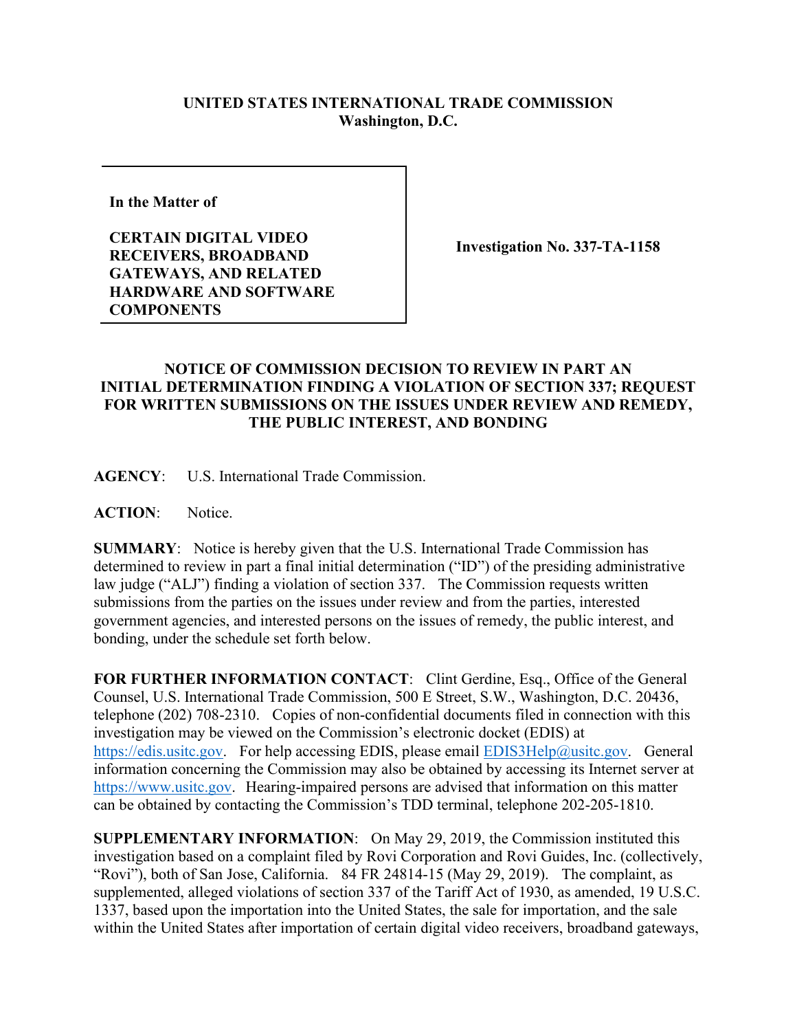**UNITED STATES INTERNATIONAL TRADE COMMISSION**
**Washington, D.C.**

| | |
|---|---|
| **In the Matter of**<br><br>**CERTAIN DIGITAL VIDEO RECEIVERS, BROADBAND GATEWAYS, AND RELATED HARDWARE AND SOFTWARE COMPONENTS** | **Investigation No. 337-TA-1158** |

**NOTICE OF COMMISSION DECISION TO REVIEW IN PART AN INITIAL DETERMINATION FINDING A VIOLATION OF SECTION 337; REQUEST FOR WRITTEN SUBMISSIONS ON THE ISSUES UNDER REVIEW AND REMEDY, THE PUBLIC INTEREST, AND BONDING**

**AGENCY**: U.S. International Trade Commission.

**ACTION**: Notice.

**SUMMARY**: Notice is hereby given that the U.S. International Trade Commission has determined to review in part a final initial determination ("ID") of the presiding administrative law judge ("ALJ") finding a violation of section 337. The Commission requests written submissions from the parties on the issues under review and from the parties, interested government agencies, and interested persons on the issues of remedy, the public interest, and bonding, under the schedule set forth below.

**FOR FURTHER INFORMATION CONTACT**: Clint Gerdine, Esq., Office of the General Counsel, U.S. International Trade Commission, 500 E Street, S.W., Washington, D.C. 20436, telephone (202) 708-2310. Copies of non-confidential documents filed in connection with this investigation may be viewed on the Commission's electronic docket (EDIS) at https://edis.usitc.gov. For help accessing EDIS, please email EDIS3Help@usitc.gov. General information concerning the Commission may also be obtained by accessing its Internet server at https://www.usitc.gov. Hearing-impaired persons are advised that information on this matter can be obtained by contacting the Commission's TDD terminal, telephone 202-205-1810.

**SUPPLEMENTARY INFORMATION**: On May 29, 2019, the Commission instituted this investigation based on a complaint filed by Rovi Corporation and Rovi Guides, Inc. (collectively, "Rovi"), both of San Jose, California. 84 FR 24814-15 (May 29, 2019). The complaint, as supplemented, alleged violations of section 337 of the Tariff Act of 1930, as amended, 19 U.S.C. 1337, based upon the importation into the United States, the sale for importation, and the sale within the United States after importation of certain digital video receivers, broadband gateways,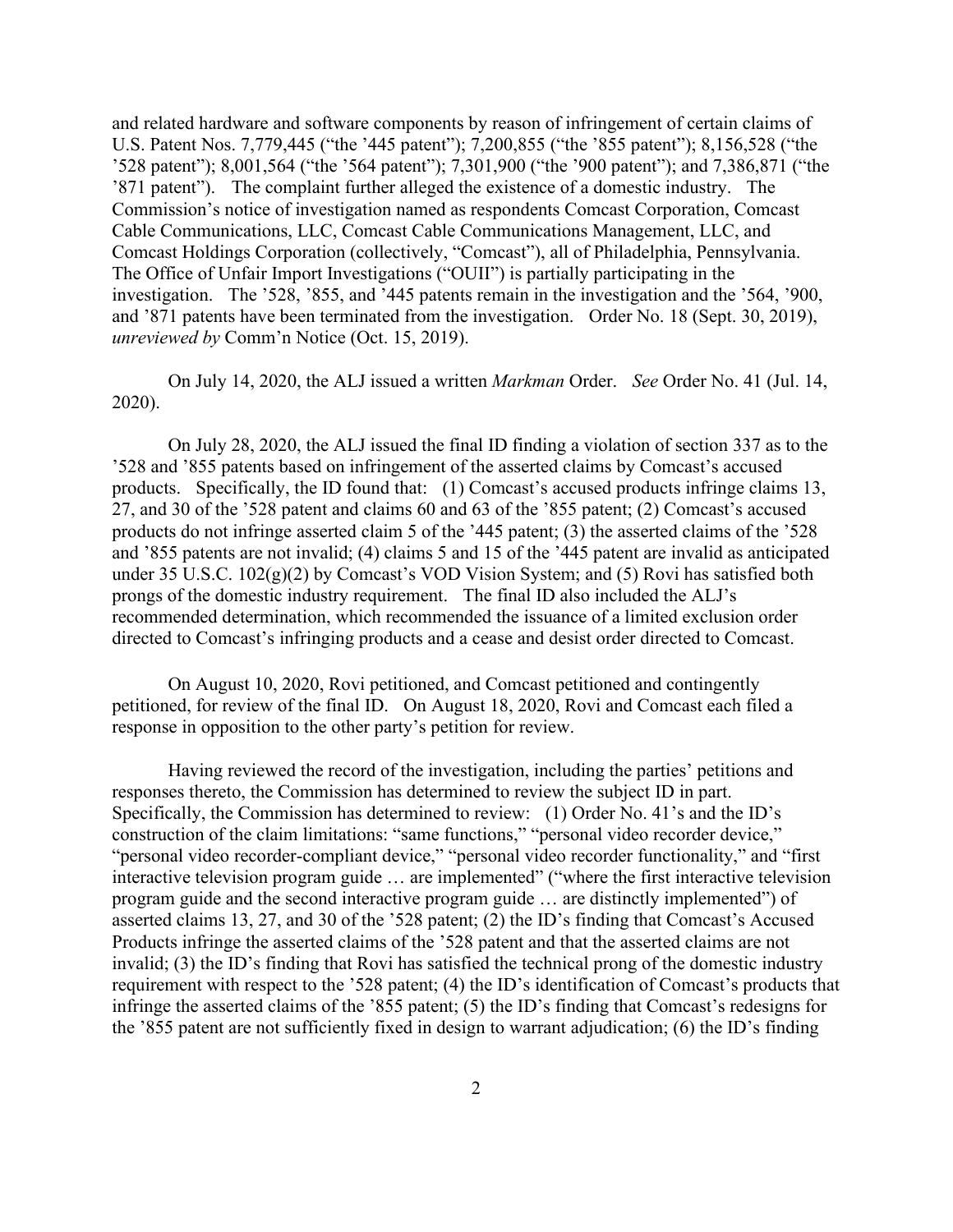and related hardware and software components by reason of infringement of certain claims of U.S. Patent Nos. 7,779,445 ("the '445 patent"); 7,200,855 ("the '855 patent"); 8,156,528 ("the '528 patent"); 8,001,564 ("the '564 patent"); 7,301,900 ("the '900 patent"); and 7,386,871 ("the '871 patent"). The complaint further alleged the existence of a domestic industry. The Commission's notice of investigation named as respondents Comcast Corporation, Comcast Cable Communications, LLC, Comcast Cable Communications Management, LLC, and Comcast Holdings Corporation (collectively, "Comcast"), all of Philadelphia, Pennsylvania. The Office of Unfair Import Investigations ("OUII") is partially participating in the investigation. The '528, '855, and '445 patents remain in the investigation and the '564, '900, and '871 patents have been terminated from the investigation. Order No. 18 (Sept. 30, 2019), *unreviewed by* Comm'n Notice (Oct. 15, 2019).

On July 14, 2020, the ALJ issued a written *Markman* Order. *See* Order No. 41 (Jul. 14, 2020).

On July 28, 2020, the ALJ issued the final ID finding a violation of section 337 as to the '528 and '855 patents based on infringement of the asserted claims by Comcast's accused products. Specifically, the ID found that: (1) Comcast's accused products infringe claims 13, 27, and 30 of the '528 patent and claims 60 and 63 of the '855 patent; (2) Comcast's accused products do not infringe asserted claim 5 of the '445 patent; (3) the asserted claims of the '528 and '855 patents are not invalid; (4) claims 5 and 15 of the '445 patent are invalid as anticipated under 35 U.S.C. 102(g)(2) by Comcast's VOD Vision System; and (5) Rovi has satisfied both prongs of the domestic industry requirement. The final ID also included the ALJ's recommended determination, which recommended the issuance of a limited exclusion order directed to Comcast's infringing products and a cease and desist order directed to Comcast.

On August 10, 2020, Rovi petitioned, and Comcast petitioned and contingently petitioned, for review of the final ID. On August 18, 2020, Rovi and Comcast each filed a response in opposition to the other party's petition for review.

Having reviewed the record of the investigation, including the parties' petitions and responses thereto, the Commission has determined to review the subject ID in part. Specifically, the Commission has determined to review: (1) Order No. 41's and the ID's construction of the claim limitations: "same functions," "personal video recorder device," "personal video recorder-compliant device," "personal video recorder functionality," and "first interactive television program guide … are implemented" ("where the first interactive television program guide and the second interactive program guide … are distinctly implemented") of asserted claims 13, 27, and 30 of the '528 patent; (2) the ID's finding that Comcast's Accused Products infringe the asserted claims of the '528 patent and that the asserted claims are not invalid; (3) the ID's finding that Rovi has satisfied the technical prong of the domestic industry requirement with respect to the '528 patent; (4) the ID's identification of Comcast's products that infringe the asserted claims of the '855 patent; (5) the ID's finding that Comcast's redesigns for the '855 patent are not sufficiently fixed in design to warrant adjudication; (6) the ID's finding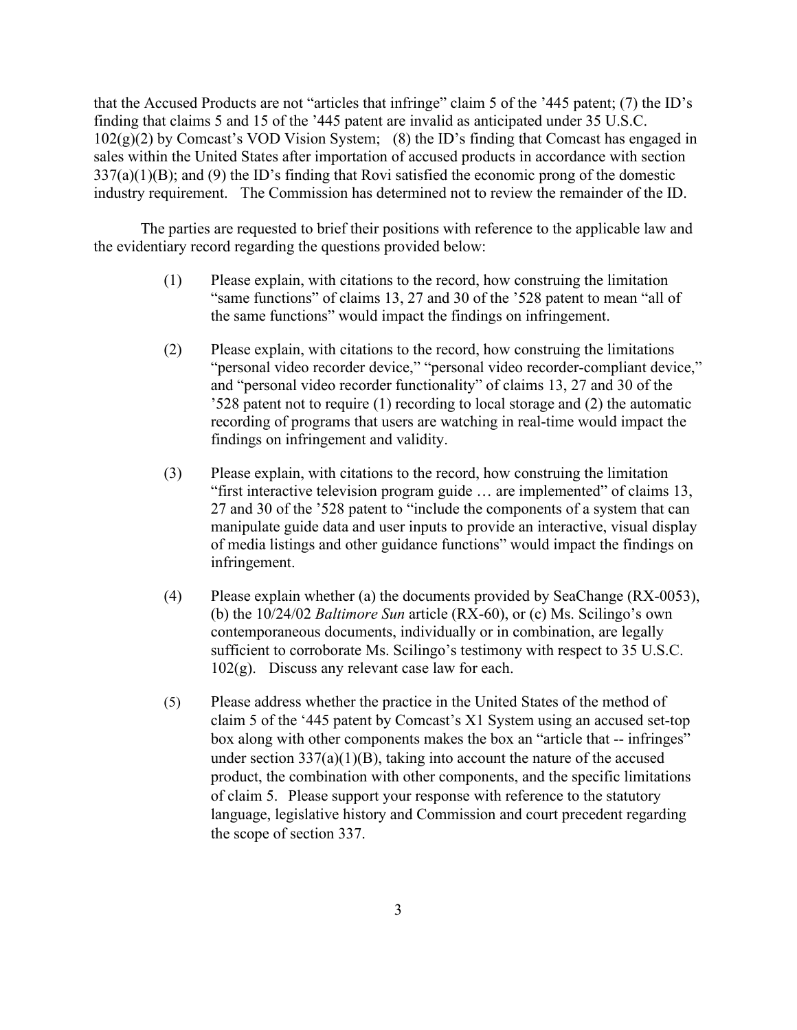that the Accused Products are not "articles that infringe" claim 5 of the '445 patent; (7) the ID's finding that claims 5 and 15 of the '445 patent are invalid as anticipated under 35 U.S.C. 102(g)(2) by Comcast's VOD Vision System; (8) the ID's finding that Comcast has engaged in sales within the United States after importation of accused products in accordance with section 337(a)(1)(B); and (9) the ID's finding that Rovi satisfied the economic prong of the domestic industry requirement. The Commission has determined not to review the remainder of the ID.

The parties are requested to brief their positions with reference to the applicable law and the evidentiary record regarding the questions provided below:

(1) Please explain, with citations to the record, how construing the limitation "same functions" of claims 13, 27 and 30 of the '528 patent to mean "all of the same functions" would impact the findings on infringement.

(2) Please explain, with citations to the record, how construing the limitations "personal video recorder device," "personal video recorder-compliant device," and "personal video recorder functionality" of claims 13, 27 and 30 of the '528 patent not to require (1) recording to local storage and (2) the automatic recording of programs that users are watching in real-time would impact the findings on infringement and validity.

(3) Please explain, with citations to the record, how construing the limitation "first interactive television program guide … are implemented" of claims 13, 27 and 30 of the '528 patent to "include the components of a system that can manipulate guide data and user inputs to provide an interactive, visual display of media listings and other guidance functions" would impact the findings on infringement.

(4) Please explain whether (a) the documents provided by SeaChange (RX-0053), (b) the 10/24/02 *Baltimore Sun* article (RX-60), or (c) Ms. Scilingo's own contemporaneous documents, individually or in combination, are legally sufficient to corroborate Ms. Scilingo's testimony with respect to 35 U.S.C. 102(g). Discuss any relevant case law for each.

(5) Please address whether the practice in the United States of the method of claim 5 of the '445 patent by Comcast's X1 System using an accused set-top box along with other components makes the box an "article that -- infringes" under section 337(a)(1)(B), taking into account the nature of the accused product, the combination with other components, and the specific limitations of claim 5. Please support your response with reference to the statutory language, legislative history and Commission and court precedent regarding the scope of section 337.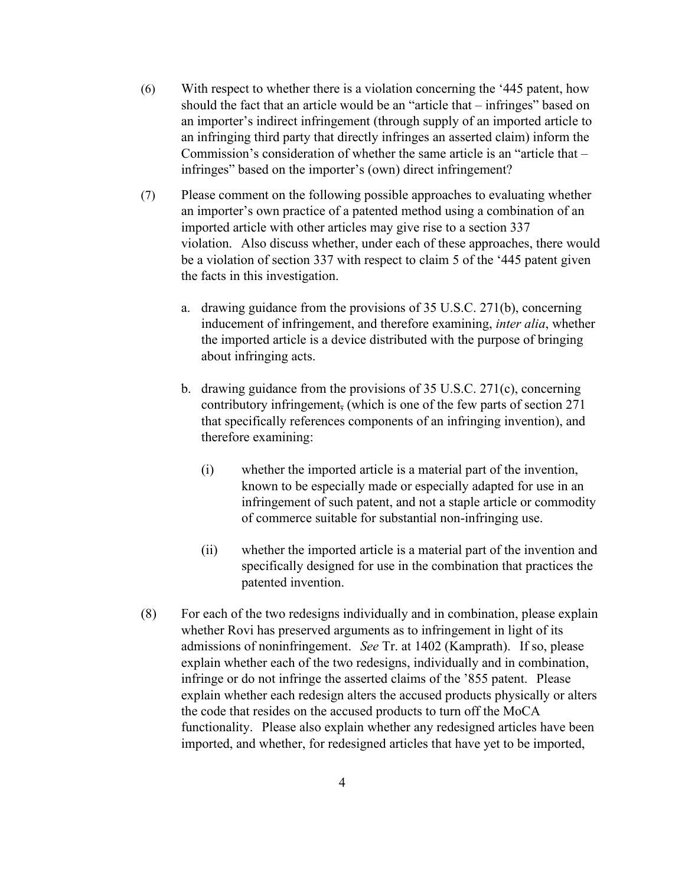(6) With respect to whether there is a violation concerning the '445 patent, how should the fact that an article would be an "article that – infringes" based on an importer's indirect infringement (through supply of an imported article to an infringing third party that directly infringes an asserted claim) inform the Commission's consideration of whether the same article is an "article that – infringes" based on the importer's (own) direct infringement?

(7) Please comment on the following possible approaches to evaluating whether an importer's own practice of a patented method using a combination of an imported article with other articles may give rise to a section 337 violation. Also discuss whether, under each of these approaches, there would be a violation of section 337 with respect to claim 5 of the '445 patent given the facts in this investigation.

   a. drawing guidance from the provisions of 35 U.S.C. 271(b), concerning inducement of infringement, and therefore examining, *inter alia*, whether the imported article is a device distributed with the purpose of bringing about infringing acts.

   b. drawing guidance from the provisions of 35 U.S.C. 271(c), concerning contributory infringement, (which is one of the few parts of section 271 that specifically references components of an infringing invention), and therefore examining:

      (i) whether the imported article is a material part of the invention, known to be especially made or especially adapted for use in an infringement of such patent, and not a staple article or commodity of commerce suitable for substantial non-infringing use.

      (ii) whether the imported article is a material part of the invention and specifically designed for use in the combination that practices the patented invention.

(8) For each of the two redesigns individually and in combination, please explain whether Rovi has preserved arguments as to infringement in light of its admissions of noninfringement. *See* Tr. at 1402 (Kamprath). If so, please explain whether each of the two redesigns, individually and in combination, infringe or do not infringe the asserted claims of the '855 patent. Please explain whether each redesign alters the accused products physically or alters the code that resides on the accused products to turn off the MoCA functionality. Please also explain whether any redesigned articles have been imported, and whether, for redesigned articles that have yet to be imported,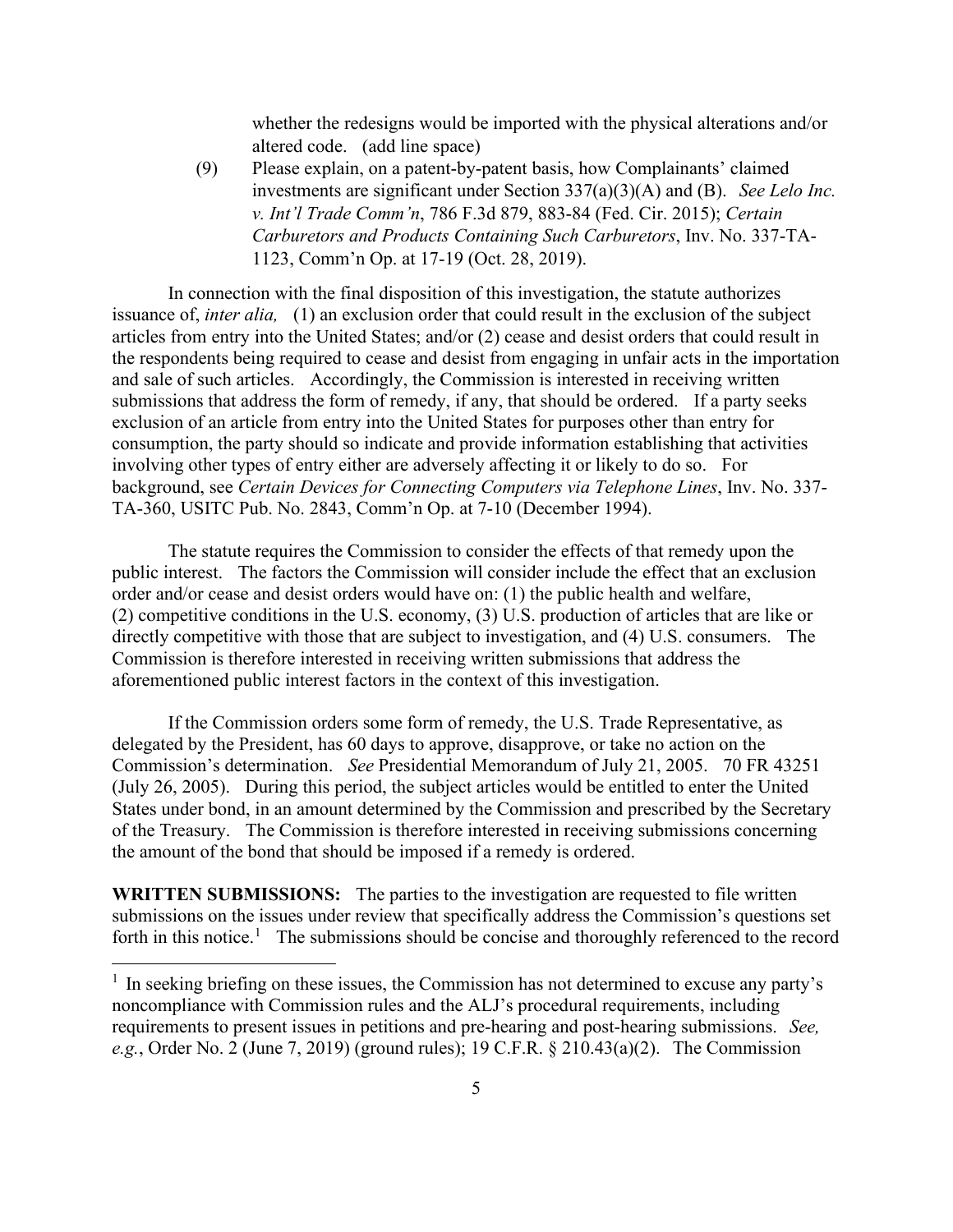whether the redesigns would be imported with the physical alterations and/or altered code. (add line space)

(9) Please explain, on a patent-by-patent basis, how Complainants' claimed investments are significant under Section 337(a)(3)(A) and (B). *See Lelo Inc. v. Int'l Trade Comm'n*, 786 F.3d 879, 883-84 (Fed. Cir. 2015); *Certain Carburetors and Products Containing Such Carburetors*, Inv. No. 337-TA-1123, Comm'n Op. at 17-19 (Oct. 28, 2019).

In connection with the final disposition of this investigation, the statute authorizes issuance of, *inter alia,* (1) an exclusion order that could result in the exclusion of the subject articles from entry into the United States; and/or (2) cease and desist orders that could result in the respondents being required to cease and desist from engaging in unfair acts in the importation and sale of such articles. Accordingly, the Commission is interested in receiving written submissions that address the form of remedy, if any, that should be ordered. If a party seeks exclusion of an article from entry into the United States for purposes other than entry for consumption, the party should so indicate and provide information establishing that activities involving other types of entry either are adversely affecting it or likely to do so. For background, see *Certain Devices for Connecting Computers via Telephone Lines*, Inv. No. 337-TA-360, USITC Pub. No. 2843, Comm'n Op. at 7-10 (December 1994).

The statute requires the Commission to consider the effects of that remedy upon the public interest. The factors the Commission will consider include the effect that an exclusion order and/or cease and desist orders would have on: (1) the public health and welfare, (2) competitive conditions in the U.S. economy, (3) U.S. production of articles that are like or directly competitive with those that are subject to investigation, and (4) U.S. consumers. The Commission is therefore interested in receiving written submissions that address the aforementioned public interest factors in the context of this investigation.

If the Commission orders some form of remedy, the U.S. Trade Representative, as delegated by the President, has 60 days to approve, disapprove, or take no action on the Commission's determination. *See* Presidential Memorandum of July 21, 2005. 70 FR 43251 (July 26, 2005). During this period, the subject articles would be entitled to enter the United States under bond, in an amount determined by the Commission and prescribed by the Secretary of the Treasury. The Commission is therefore interested in receiving submissions concerning the amount of the bond that should be imposed if a remedy is ordered.

**WRITTEN SUBMISSIONS:** The parties to the investigation are requested to file written submissions on the issues under review that specifically address the Commission's questions set forth in this notice.[1] The submissions should be concise and thoroughly referenced to the record

[1] In seeking briefing on these issues, the Commission has not determined to excuse any party's noncompliance with Commission rules and the ALJ's procedural requirements, including requirements to present issues in petitions and pre-hearing and post-hearing submissions. *See, e.g.*, Order No. 2 (June 7, 2019) (ground rules); 19 C.F.R. § 210.43(a)(2). The Commission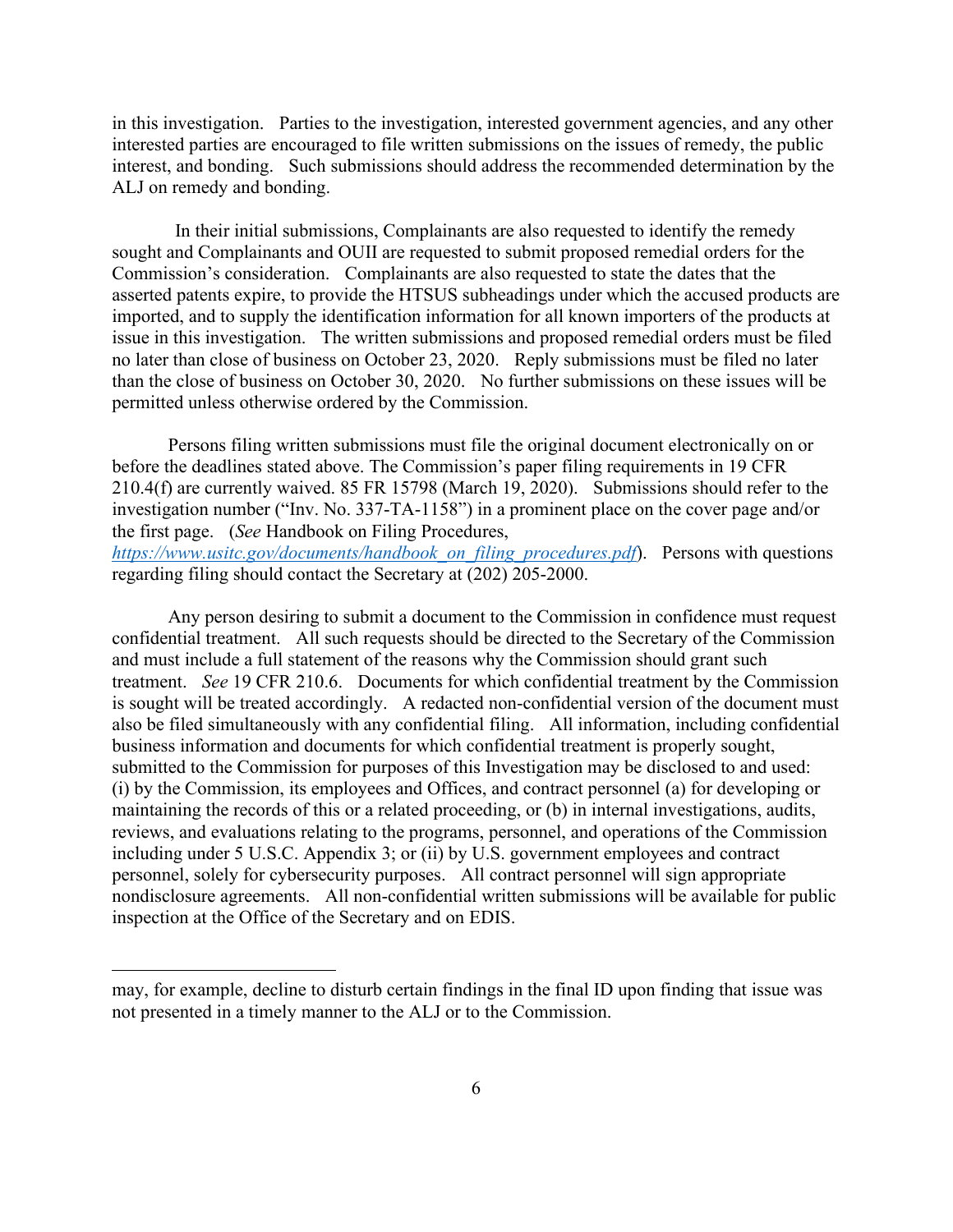in this investigation. Parties to the investigation, interested government agencies, and any other interested parties are encouraged to file written submissions on the issues of remedy, the public interest, and bonding. Such submissions should address the recommended determination by the ALJ on remedy and bonding.

In their initial submissions, Complainants are also requested to identify the remedy sought and Complainants and OUII are requested to submit proposed remedial orders for the Commission's consideration. Complainants are also requested to state the dates that the asserted patents expire, to provide the HTSUS subheadings under which the accused products are imported, and to supply the identification information for all known importers of the products at issue in this investigation. The written submissions and proposed remedial orders must be filed no later than close of business on October 23, 2020. Reply submissions must be filed no later than the close of business on October 30, 2020. No further submissions on these issues will be permitted unless otherwise ordered by the Commission.

Persons filing written submissions must file the original document electronically on or before the deadlines stated above. The Commission's paper filing requirements in 19 CFR 210.4(f) are currently waived. 85 FR 15798 (March 19, 2020). Submissions should refer to the investigation number ("Inv. No. 337-TA-1158") in a prominent place on the cover page and/or the first page. (*See* Handbook on Filing Procedures, *https://www.usitc.gov/documents/handbook_on_filing_procedures.pdf*). Persons with questions regarding filing should contact the Secretary at (202) 205-2000.

Any person desiring to submit a document to the Commission in confidence must request confidential treatment. All such requests should be directed to the Secretary of the Commission and must include a full statement of the reasons why the Commission should grant such treatment. *See* 19 CFR 210.6. Documents for which confidential treatment by the Commission is sought will be treated accordingly. A redacted non-confidential version of the document must also be filed simultaneously with any confidential filing. All information, including confidential business information and documents for which confidential treatment is properly sought, submitted to the Commission for purposes of this Investigation may be disclosed to and used: (i) by the Commission, its employees and Offices, and contract personnel (a) for developing or maintaining the records of this or a related proceeding, or (b) in internal investigations, audits, reviews, and evaluations relating to the programs, personnel, and operations of the Commission including under 5 U.S.C. Appendix 3; or (ii) by U.S. government employees and contract personnel, solely for cybersecurity purposes. All contract personnel will sign appropriate nondisclosure agreements. All non-confidential written submissions will be available for public inspection at the Office of the Secretary and on EDIS.

---

may, for example, decline to disturb certain findings in the final ID upon finding that issue was not presented in a timely manner to the ALJ or to the Commission.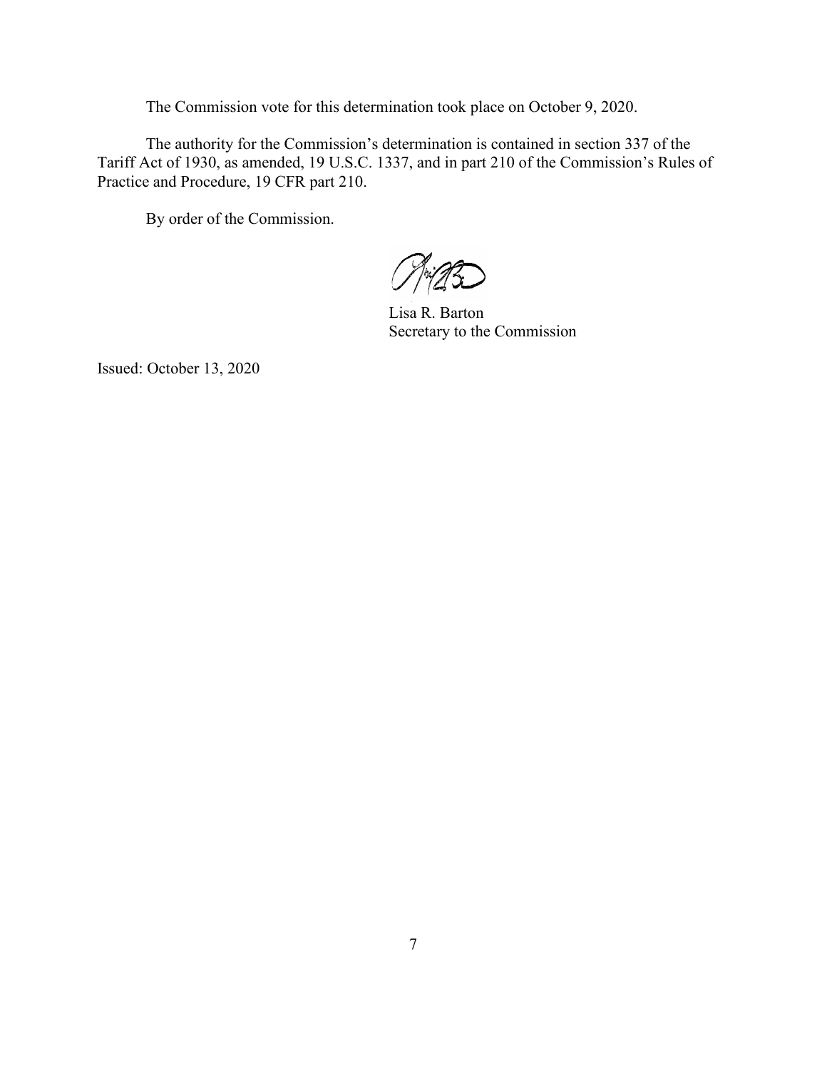The Commission vote for this determination took place on October 9, 2020.

The authority for the Commission's determination is contained in section 337 of the Tariff Act of 1930, as amended, 19 U.S.C. 1337, and in part 210 of the Commission's Rules of Practice and Procedure, 19 CFR part 210.

By order of the Commission.

Lisa R. Barton
Secretary to the Commission

Issued: October 13, 2020